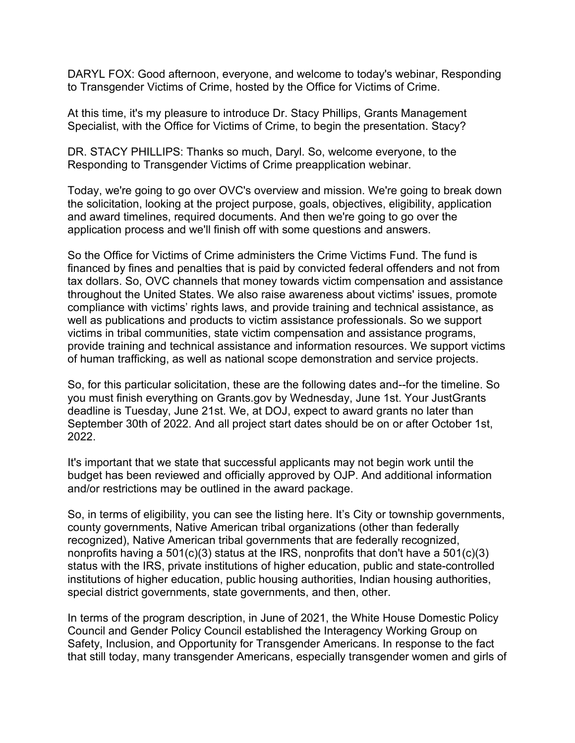DARYL FOX: Good afternoon, everyone, and welcome to today's webinar, Responding to Transgender Victims of Crime, hosted by the Office for Victims of Crime.

At this time, it's my pleasure to introduce Dr. Stacy Phillips, Grants Management Specialist, with the Office for Victims of Crime, to begin the presentation. Stacy?

DR. STACY PHILLIPS: Thanks so much, Daryl. So, welcome everyone, to the Responding to Transgender Victims of Crime preapplication webinar.

Today, we're going to go over OVC's overview and mission. We're going to break down the solicitation, looking at the project purpose, goals, objectives, eligibility, application and award timelines, required documents. And then we're going to go over the application process and we'll finish off with some questions and answers.

So the Office for Victims of Crime administers the Crime Victims Fund. The fund is financed by fines and penalties that is paid by convicted federal offenders and not from tax dollars. So, OVC channels that money towards victim compensation and assistance throughout the United States. We also raise awareness about victims' issues, promote compliance with victims' rights laws, and provide training and technical assistance, as well as publications and products to victim assistance professionals. So we support victims in tribal communities, state victim compensation and assistance programs, provide training and technical assistance and information resources. We support victims of human trafficking, as well as national scope demonstration and service projects.

So, for this particular solicitation, these are the following dates and--for the timeline. So you must finish everything on Grants.gov by Wednesday, June 1st. Your JustGrants deadline is Tuesday, June 21st. We, at DOJ, expect to award grants no later than September 30th of 2022. And all project start dates should be on or after October 1st, 2022.

It's important that we state that successful applicants may not begin work until the budget has been reviewed and officially approved by OJP. And additional information and/or restrictions may be outlined in the award package.

So, in terms of eligibility, you can see the listing here. It's City or township governments, county governments, Native American tribal organizations (other than federally recognized), Native American tribal governments that are federally recognized, nonprofits having a 501(c)(3) status at the IRS, nonprofits that don't have a 501(c)(3) status with the IRS, private institutions of higher education, public and state-controlled institutions of higher education, public housing authorities, Indian housing authorities, special district governments, state governments, and then, other.

In terms of the program description, in June of 2021, the White House Domestic Policy Council and Gender Policy Council established the Interagency Working Group on Safety, Inclusion, and Opportunity for Transgender Americans. In response to the fact that still today, many transgender Americans, especially transgender women and girls of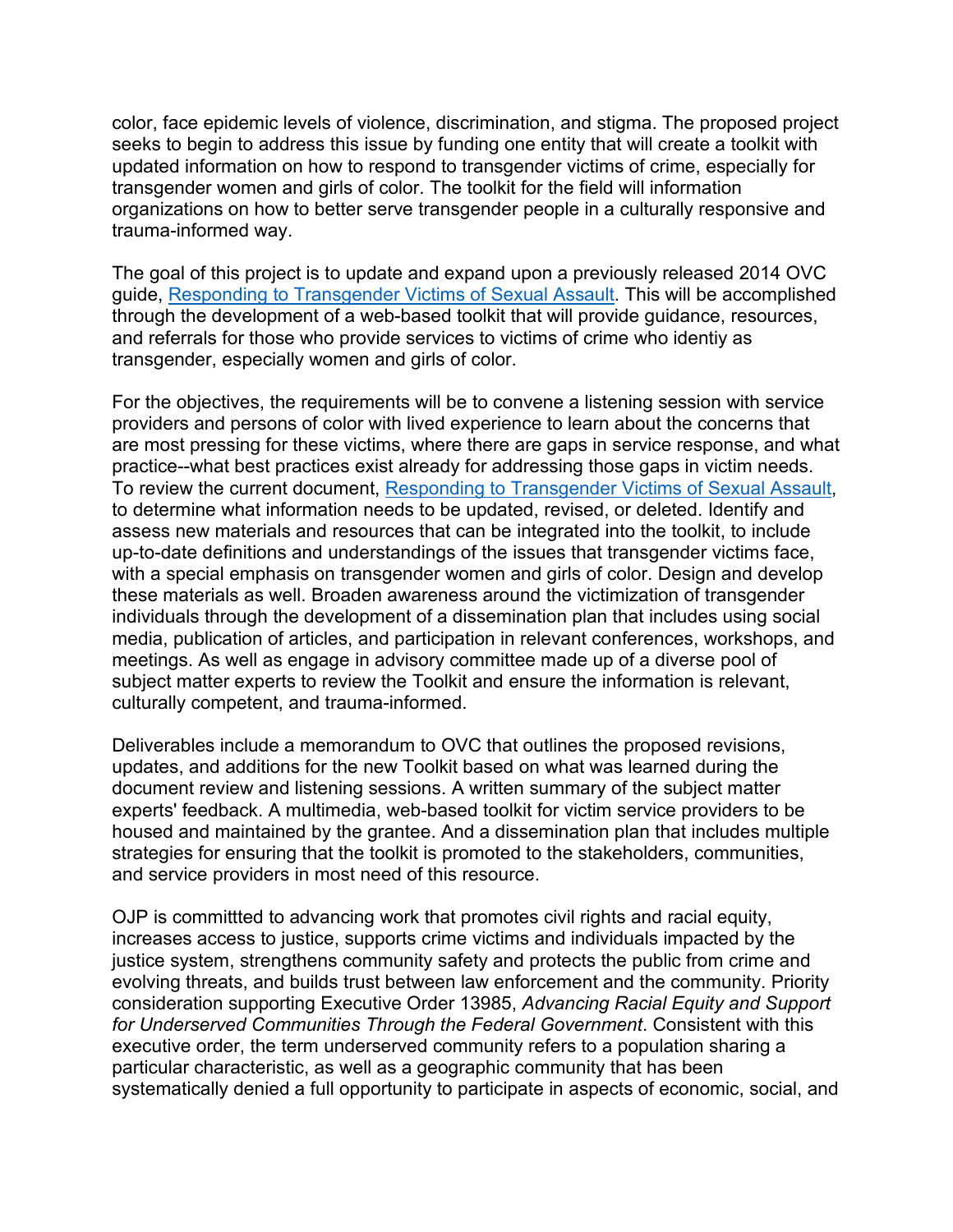color, face epidemic levels of violence, discrimination, and stigma. The proposed project seeks to begin to address this issue by funding one entity that will create a toolkit with updated information on how to respond to transgender victims of crime, especially for transgender women and girls of color. The toolkit for the field will information organizations on how to better serve transgender people in a culturally responsive and trauma-informed way.

The goal of this project is to update and expand upon a previously released 2014 OVC guide, [Responding to Transgender Victims of Sexual Assault](). This will be accomplished through the development of a web-based toolkit that will provide guidance, resources, and referrals for those who provide services to victims of crime who identiy as transgender, especially women and girls of color.

For the objectives, the requirements will be to convene a listening session with service providers and persons of color with lived experience to learn about the concerns that are most pressing for these victims, where there are gaps in service response, and what practice--what best practices exist already for addressing those gaps in victim needs. To review the current document, [Responding to Transgender Victims of Sexual Assault](), to determine what information needs to be updated, revised, or deleted. Identify and assess new materials and resources that can be integrated into the toolkit, to include up-to-date definitions and understandings of the issues that transgender victims face, with a special emphasis on transgender women and girls of color. Design and develop these materials as well. Broaden awareness around the victimization of transgender individuals through the development of a dissemination plan that includes using social media, publication of articles, and participation in relevant conferences, workshops, and meetings. As well as engage in advisory committee made up of a diverse pool of subject matter experts to review the Toolkit and ensure the information is relevant, culturally competent, and trauma-informed.

Deliverables include a memorandum to OVC that outlines the proposed revisions, updates, and additions for the new Toolkit based on what was learned during the document review and listening sessions. A written summary of the subject matter experts' feedback. A multimedia, web-based toolkit for victim service providers to be housed and maintained by the grantee. And a dissemination plan that includes multiple strategies for ensuring that the toolkit is promoted to the stakeholders, communities, and service providers in most need of this resource.

OJP is committted to advancing work that promotes civil rights and racial equity, increases access to justice, supports crime victims and individuals impacted by the justice system, strengthens community safety and protects the public from crime and evolving threats, and builds trust between law enforcement and the community. Priority consideration supporting Executive Order 13985, *Advancing Racial Equity and Support for Underserved Communities Through the Federal Government*. Consistent with this executive order, the term underserved community refers to a population sharing a particular characteristic, as well as a geographic community that has been systematically denied a full opportunity to participate in aspects of economic, social, and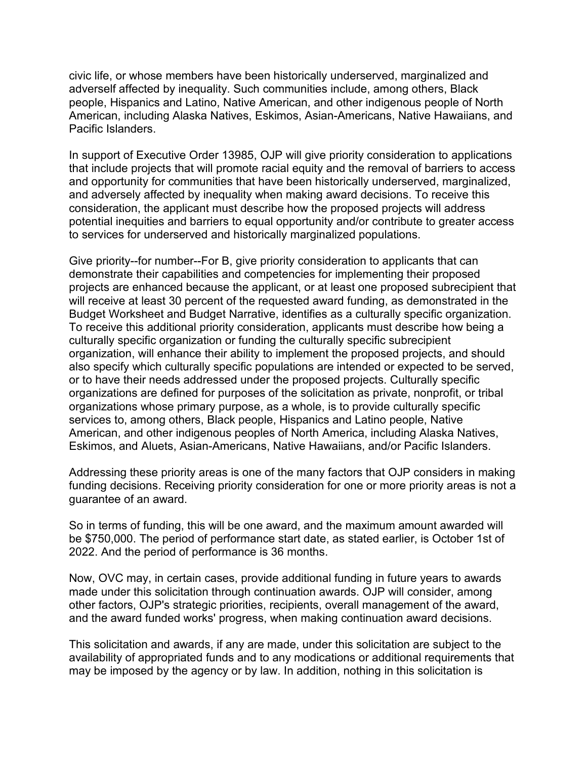civic life, or whose members have been historically underserved, marginalized and adverself affected by inequality. Such communities include, among others, Black people, Hispanics and Latino, Native American, and other indigenous people of North American, including Alaska Natives, Eskimos, Asian-Americans, Native Hawaiians, and Pacific Islanders.

In support of Executive Order 13985, OJP will give priority consideration to applications that include projects that will promote racial equity and the removal of barriers to access and opportunity for communities that have been historically underserved, marginalized, and adversely affected by inequality when making award decisions. To receive this consideration, the applicant must describe how the proposed projects will address potential inequities and barriers to equal opportunity and/or contribute to greater access to services for underserved and historically marginalized populations.

Give priority--for number--For B, give priority consideration to applicants that can demonstrate their capabilities and competencies for implementing their proposed projects are enhanced because the applicant, or at least one proposed subrecipient that will receive at least 30 percent of the requested award funding, as demonstrated in the Budget Worksheet and Budget Narrative, identifies as a culturally specific organization. To receive this additional priority consideration, applicants must describe how being a culturally specific organization or funding the culturally specific subrecipient organization, will enhance their ability to implement the proposed projects, and should also specify which culturally specific populations are intended or expected to be served, or to have their needs addressed under the proposed projects. Culturally specific organizations are defined for purposes of the solicitation as private, nonprofit, or tribal organizations whose primary purpose, as a whole, is to provide culturally specific services to, among others, Black people, Hispanics and Latino people, Native American, and other indigenous peoples of North America, including Alaska Natives, Eskimos, and Aluets, Asian-Americans, Native Hawaiians, and/or Pacific Islanders.

Addressing these priority areas is one of the many factors that OJP considers in making funding decisions. Receiving priority consideration for one or more priority areas is not a guarantee of an award.

So in terms of funding, this will be one award, and the maximum amount awarded will be $750,000. The period of performance start date, as stated earlier, is October 1st of 2022. And the period of performance is 36 months.

Now, OVC may, in certain cases, provide additional funding in future years to awards made under this solicitation through continuation awards. OJP will consider, among other factors, OJP's strategic priorities, recipients, overall management of the award, and the award funded works' progress, when making continuation award decisions.

This solicitation and awards, if any are made, under this solicitation are subject to the availability of appropriated funds and to any modications or additional requirements that may be imposed by the agency or by law. In addition, nothing in this solicitation is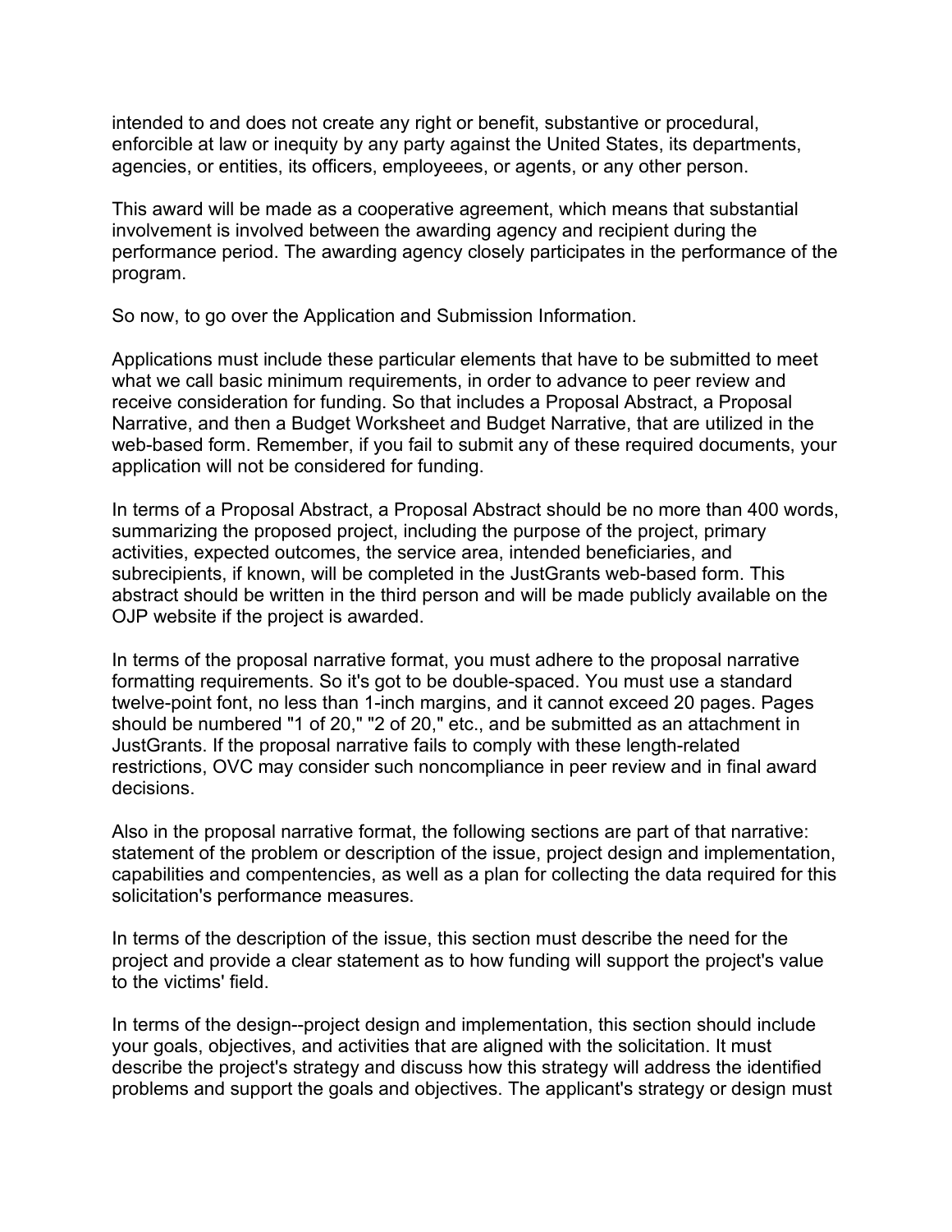intended to and does not create any right or benefit, substantive or procedural, enforcible at law or inequity by any party against the United States, its departments, agencies, or entities, its officers, employeees, or agents, or any other person.

This award will be made as a cooperative agreement, which means that substantial involvement is involved between the awarding agency and recipient during the performance period. The awarding agency closely participates in the performance of the program.

So now, to go over the Application and Submission Information.

Applications must include these particular elements that have to be submitted to meet what we call basic minimum requirements, in order to advance to peer review and receive consideration for funding. So that includes a Proposal Abstract, a Proposal Narrative, and then a Budget Worksheet and Budget Narrative, that are utilized in the web-based form. Remember, if you fail to submit any of these required documents, your application will not be considered for funding.

In terms of a Proposal Abstract, a Proposal Abstract should be no more than 400 words, summarizing the proposed project, including the purpose of the project, primary activities, expected outcomes, the service area, intended beneficiaries, and subrecipients, if known, will be completed in the JustGrants web-based form. This abstract should be written in the third person and will be made publicly available on the OJP website if the project is awarded.

In terms of the proposal narrative format, you must adhere to the proposal narrative formatting requirements. So it's got to be double-spaced. You must use a standard twelve-point font, no less than 1-inch margins, and it cannot exceed 20 pages. Pages should be numbered "1 of 20," "2 of 20," etc., and be submitted as an attachment in JustGrants. If the proposal narrative fails to comply with these length-related restrictions, OVC may consider such noncompliance in peer review and in final award decisions.

Also in the proposal narrative format, the following sections are part of that narrative: statement of the problem or description of the issue, project design and implementation, capabilities and compentencies, as well as a plan for collecting the data required for this solicitation's performance measures.

In terms of the description of the issue, this section must describe the need for the project and provide a clear statement as to how funding will support the project's value to the victims' field.

In terms of the design--project design and implementation, this section should include your goals, objectives, and activities that are aligned with the solicitation. It must describe the project's strategy and discuss how this strategy will address the identified problems and support the goals and objectives. The applicant's strategy or design must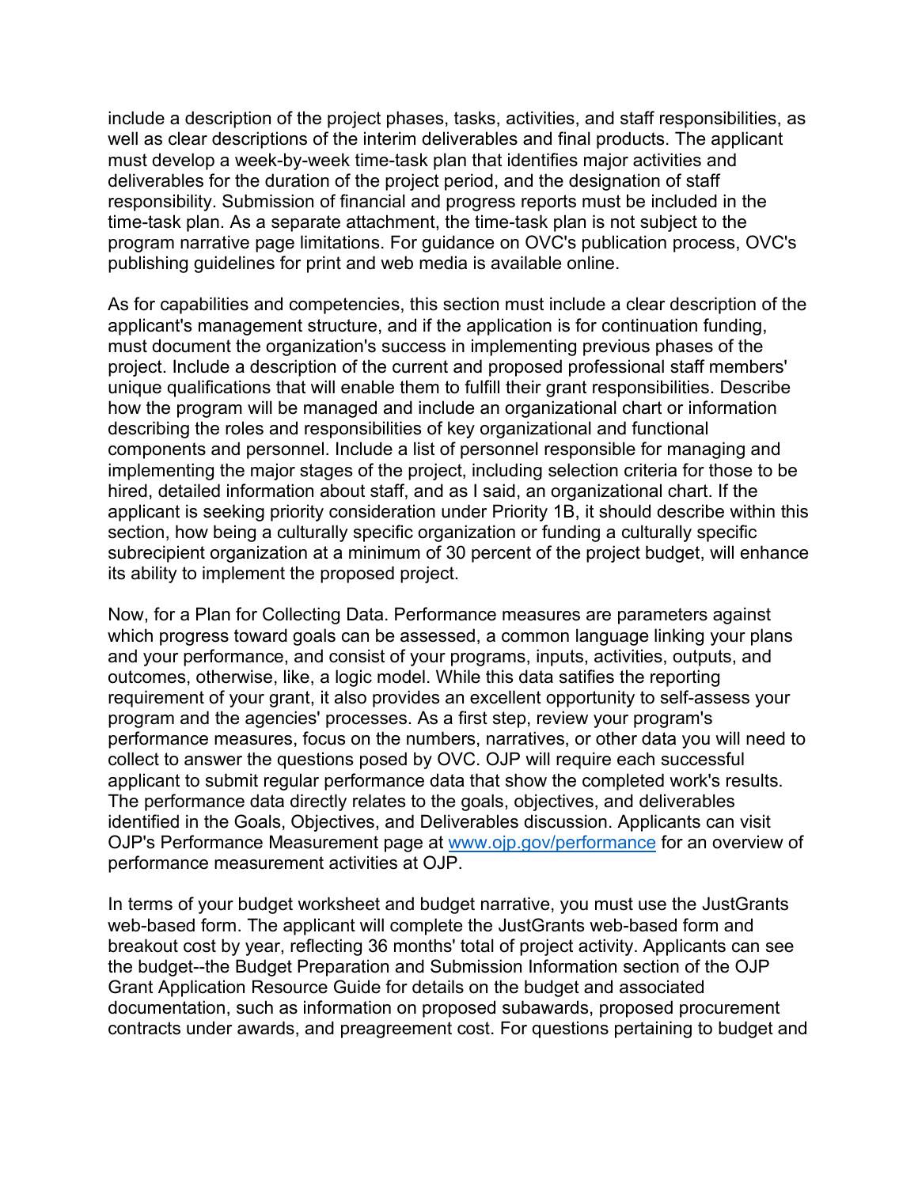include a description of the project phases, tasks, activities, and staff responsibilities, as well as clear descriptions of the interim deliverables and final products. The applicant must develop a week-by-week time-task plan that identifies major activities and deliverables for the duration of the project period, and the designation of staff responsibility. Submission of financial and progress reports must be included in the time-task plan. As a separate attachment, the time-task plan is not subject to the program narrative page limitations. For guidance on OVC's publication process, OVC's publishing guidelines for print and web media is available online.

As for capabilities and competencies, this section must include a clear description of the applicant's management structure, and if the application is for continuation funding, must document the organization's success in implementing previous phases of the project. Include a description of the current and proposed professional staff members' unique qualifications that will enable them to fulfill their grant responsibilities. Describe how the program will be managed and include an organizational chart or information describing the roles and responsibilities of key organizational and functional components and personnel. Include a list of personnel responsible for managing and implementing the major stages of the project, including selection criteria for those to be hired, detailed information about staff, and as I said, an organizational chart. If the applicant is seeking priority consideration under Priority 1B, it should describe within this section, how being a culturally specific organization or funding a culturally specific subrecipient organization at a minimum of 30 percent of the project budget, will enhance its ability to implement the proposed project.

Now, for a Plan for Collecting Data. Performance measures are parameters against which progress toward goals can be assessed, a common language linking your plans and your performance, and consist of your programs, inputs, activities, outputs, and outcomes, otherwise, like, a logic model. While this data satifies the reporting requirement of your grant, it also provides an excellent opportunity to self-assess your program and the agencies' processes. As a first step, review your program's performance measures, focus on the numbers, narratives, or other data you will need to collect to answer the questions posed by OVC. OJP will require each successful applicant to submit regular performance data that show the completed work's results. The performance data directly relates to the goals, objectives, and deliverables identified in the Goals, Objectives, and Deliverables discussion. Applicants can visit OJP's Performance Measurement page at [www.ojp.gov/performance](http://www.ojp.gov/performance) for an overview of performance measurement activities at OJP.

In terms of your budget worksheet and budget narrative, you must use the JustGrants web-based form. The applicant will complete the JustGrants web-based form and breakout cost by year, reflecting 36 months' total of project activity. Applicants can see the budget--the Budget Preparation and Submission Information section of the OJP Grant Application Resource Guide for details on the budget and associated documentation, such as information on proposed subawards, proposed procurement contracts under awards, and preagreement cost. For questions pertaining to budget and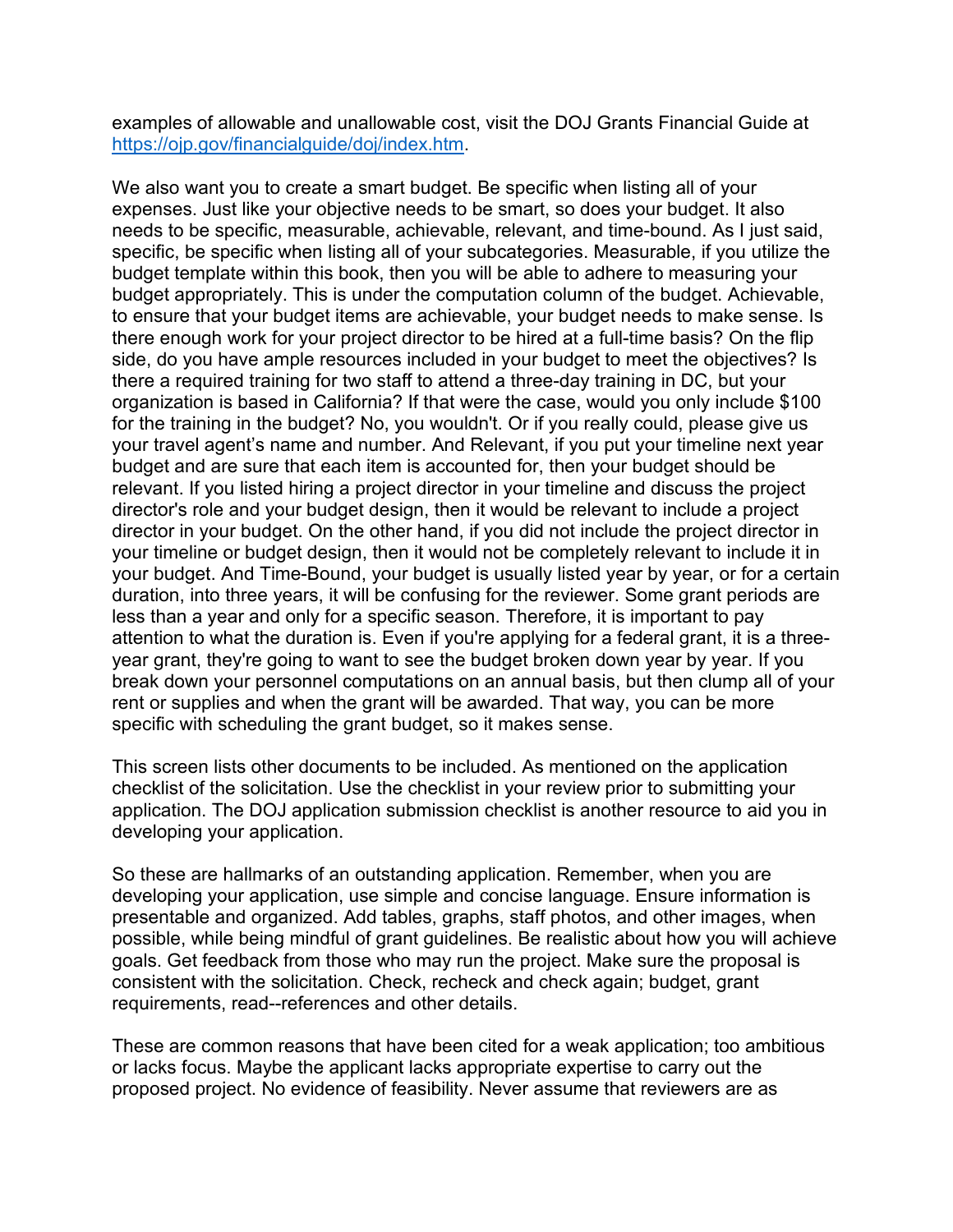examples of allowable and unallowable cost, visit the DOJ Grants Financial Guide at [https://ojp.gov/financialguide/doj/index.htm](https://ojp.gov/financialguide/doj/index.htm).

We also want you to create a smart budget. Be specific when listing all of your expenses. Just like your objective needs to be smart, so does your budget. It also needs to be specific, measurable, achievable, relevant, and time-bound. As I just said, specific, be specific when listing all of your subcategories. Measurable, if you utilize the budget template within this book, then you will be able to adhere to measuring your budget appropriately. This is under the computation column of the budget. Achievable, to ensure that your budget items are achievable, your budget needs to make sense. Is there enough work for your project director to be hired at a full-time basis? On the flip side, do you have ample resources included in your budget to meet the objectives? Is there a required training for two staff to attend a three-day training in DC, but your organization is based in California? If that were the case, would you only include $100 for the training in the budget? No, you wouldn't. Or if you really could, please give us your travel agent's name and number. And Relevant, if you put your timeline next year budget and are sure that each item is accounted for, then your budget should be relevant. If you listed hiring a project director in your timeline and discuss the project director's role and your budget design, then it would be relevant to include a project director in your budget. On the other hand, if you did not include the project director in your timeline or budget design, then it would not be completely relevant to include it in your budget. And Time-Bound, your budget is usually listed year by year, or for a certain duration, into three years, it will be confusing for the reviewer. Some grant periods are less than a year and only for a specific season. Therefore, it is important to pay attention to what the duration is. Even if you're applying for a federal grant, it is a three-year grant, they're going to want to see the budget broken down year by year. If you break down your personnel computations on an annual basis, but then clump all of your rent or supplies and when the grant will be awarded. That way, you can be more specific with scheduling the grant budget, so it makes sense.

This screen lists other documents to be included. As mentioned on the application checklist of the solicitation. Use the checklist in your review prior to submitting your application. The DOJ application submission checklist is another resource to aid you in developing your application.

So these are hallmarks of an outstanding application. Remember, when you are developing your application, use simple and concise language. Ensure information is presentable and organized. Add tables, graphs, staff photos, and other images, when possible, while being mindful of grant guidelines. Be realistic about how you will achieve goals. Get feedback from those who may run the project. Make sure the proposal is consistent with the solicitation. Check, recheck and check again; budget, grant requirements, read--references and other details.

These are common reasons that have been cited for a weak application; too ambitious or lacks focus. Maybe the applicant lacks appropriate expertise to carry out the proposed project. No evidence of feasibility. Never assume that reviewers are as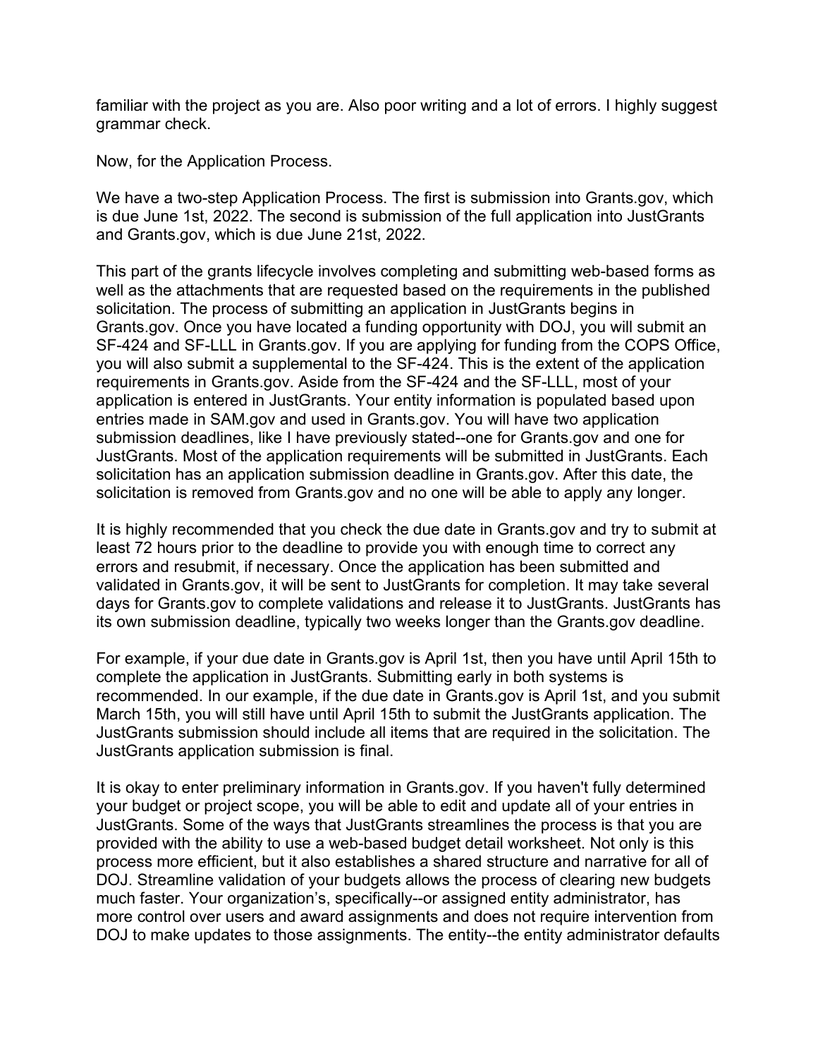familiar with the project as you are. Also poor writing and a lot of errors. I highly suggest grammar check.

Now, for the Application Process.

We have a two-step Application Process. The first is submission into Grants.gov, which is due June 1st, 2022. The second is submission of the full application into JustGrants and Grants.gov, which is due June 21st, 2022.

This part of the grants lifecycle involves completing and submitting web-based forms as well as the attachments that are requested based on the requirements in the published solicitation. The process of submitting an application in JustGrants begins in Grants.gov. Once you have located a funding opportunity with DOJ, you will submit an SF-424 and SF-LLL in Grants.gov. If you are applying for funding from the COPS Office, you will also submit a supplemental to the SF-424. This is the extent of the application requirements in Grants.gov. Aside from the SF-424 and the SF-LLL, most of your application is entered in JustGrants. Your entity information is populated based upon entries made in SAM.gov and used in Grants.gov. You will have two application submission deadlines, like I have previously stated--one for Grants.gov and one for JustGrants. Most of the application requirements will be submitted in JustGrants. Each solicitation has an application submission deadline in Grants.gov. After this date, the solicitation is removed from Grants.gov and no one will be able to apply any longer.

It is highly recommended that you check the due date in Grants.gov and try to submit at least 72 hours prior to the deadline to provide you with enough time to correct any errors and resubmit, if necessary. Once the application has been submitted and validated in Grants.gov, it will be sent to JustGrants for completion. It may take several days for Grants.gov to complete validations and release it to JustGrants. JustGrants has its own submission deadline, typically two weeks longer than the Grants.gov deadline.

For example, if your due date in Grants.gov is April 1st, then you have until April 15th to complete the application in JustGrants. Submitting early in both systems is recommended. In our example, if the due date in Grants.gov is April 1st, and you submit March 15th, you will still have until April 15th to submit the JustGrants application. The JustGrants submission should include all items that are required in the solicitation. The JustGrants application submission is final.

It is okay to enter preliminary information in Grants.gov. If you haven't fully determined your budget or project scope, you will be able to edit and update all of your entries in JustGrants. Some of the ways that JustGrants streamlines the process is that you are provided with the ability to use a web-based budget detail worksheet. Not only is this process more efficient, but it also establishes a shared structure and narrative for all of DOJ. Streamline validation of your budgets allows the process of clearing new budgets much faster. Your organization's, specifically--or assigned entity administrator, has more control over users and award assignments and does not require intervention from DOJ to make updates to those assignments. The entity--the entity administrator defaults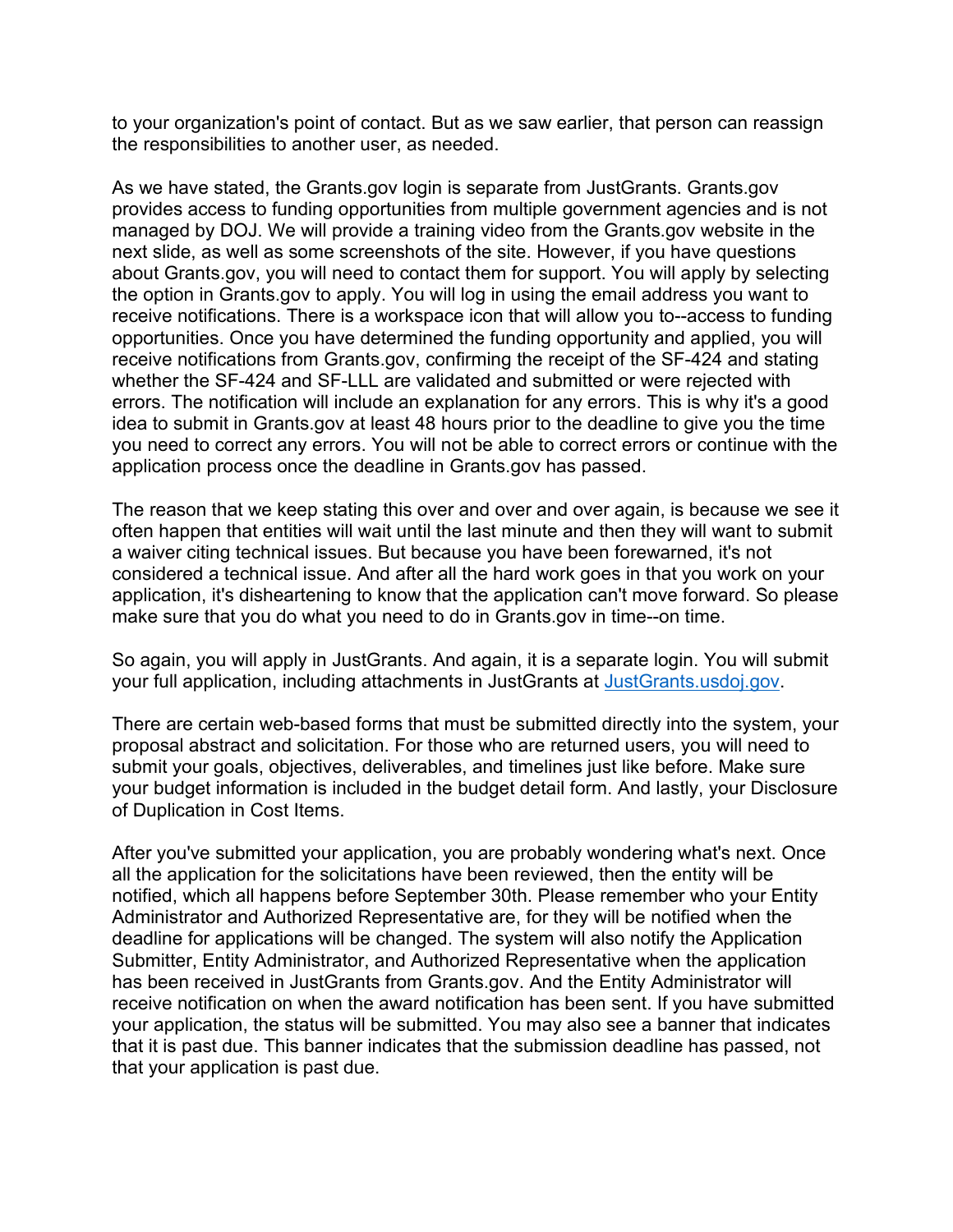to your organization's point of contact. But as we saw earlier, that person can reassign the responsibilities to another user, as needed.

As we have stated, the Grants.gov login is separate from JustGrants. Grants.gov provides access to funding opportunities from multiple government agencies and is not managed by DOJ. We will provide a training video from the Grants.gov website in the next slide, as well as some screenshots of the site. However, if you have questions about Grants.gov, you will need to contact them for support. You will apply by selecting the option in Grants.gov to apply. You will log in using the email address you want to receive notifications. There is a workspace icon that will allow you to--access to funding opportunities. Once you have determined the funding opportunity and applied, you will receive notifications from Grants.gov, confirming the receipt of the SF-424 and stating whether the SF-424 and SF-LLL are validated and submitted or were rejected with errors. The notification will include an explanation for any errors. This is why it's a good idea to submit in Grants.gov at least 48 hours prior to the deadline to give you the time you need to correct any errors. You will not be able to correct errors or continue with the application process once the deadline in Grants.gov has passed.

The reason that we keep stating this over and over and over again, is because we see it often happen that entities will wait until the last minute and then they will want to submit a waiver citing technical issues. But because you have been forewarned, it's not considered a technical issue. And after all the hard work goes in that you work on your application, it's disheartening to know that the application can't move forward. So please make sure that you do what you need to do in Grants.gov in time--on time.

So again, you will apply in JustGrants. And again, it is a separate login. You will submit your full application, including attachments in JustGrants at [JustGrants.usdoj.gov](https://JustGrants.usdoj.gov).

There are certain web-based forms that must be submitted directly into the system, your proposal abstract and solicitation. For those who are returned users, you will need to submit your goals, objectives, deliverables, and timelines just like before. Make sure your budget information is included in the budget detail form. And lastly, your Disclosure of Duplication in Cost Items.

After you've submitted your application, you are probably wondering what's next. Once all the application for the solicitations have been reviewed, then the entity will be notified, which all happens before September 30th. Please remember who your Entity Administrator and Authorized Representative are, for they will be notified when the deadline for applications will be changed. The system will also notify the Application Submitter, Entity Administrator, and Authorized Representative when the application has been received in JustGrants from Grants.gov. And the Entity Administrator will receive notification on when the award notification has been sent. If you have submitted your application, the status will be submitted. You may also see a banner that indicates that it is past due. This banner indicates that the submission deadline has passed, not that your application is past due.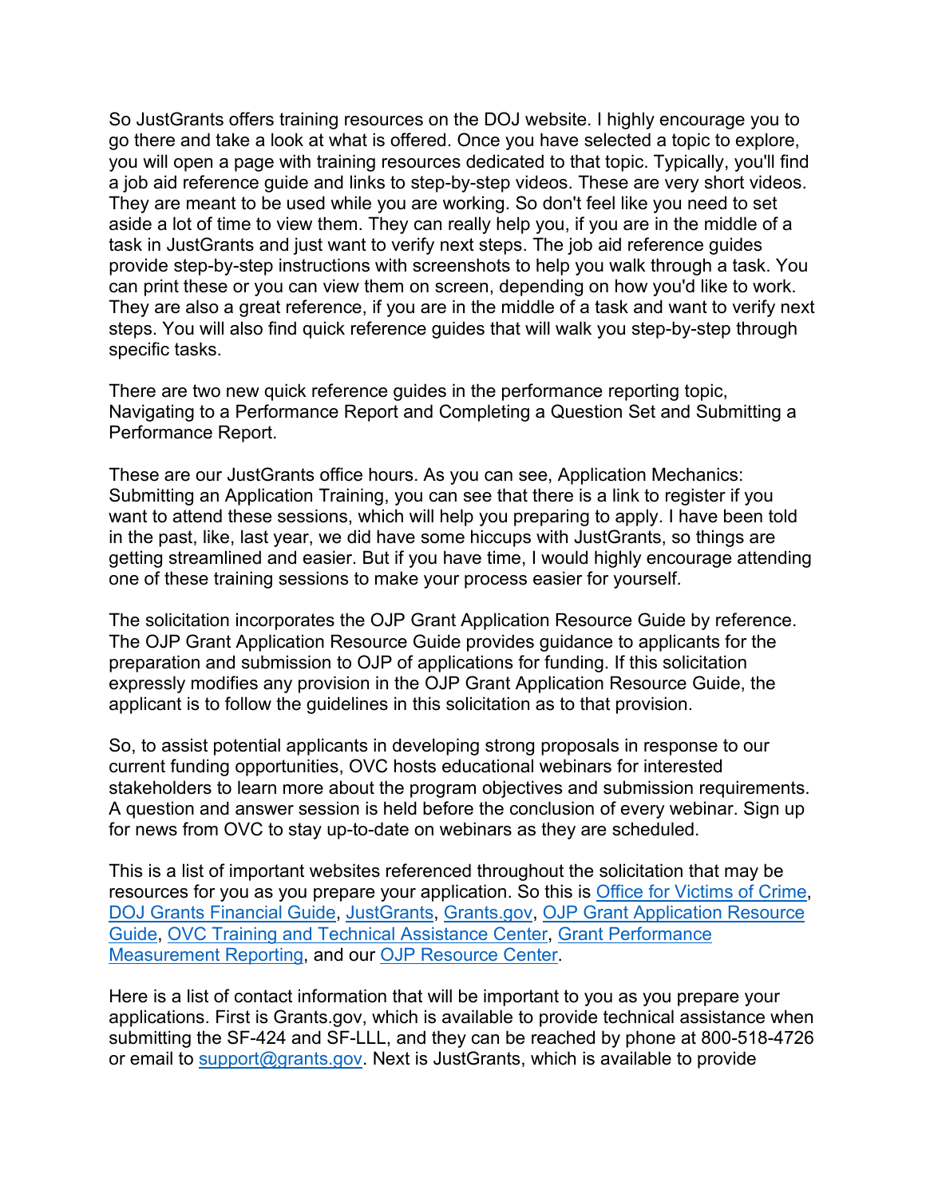So JustGrants offers training resources on the DOJ website. I highly encourage you to go there and take a look at what is offered. Once you have selected a topic to explore, you will open a page with training resources dedicated to that topic. Typically, you'll find a job aid reference guide and links to step-by-step videos. These are very short videos. They are meant to be used while you are working. So don't feel like you need to set aside a lot of time to view them. They can really help you, if you are in the middle of a task in JustGrants and just want to verify next steps. The job aid reference guides provide step-by-step instructions with screenshots to help you walk through a task. You can print these or you can view them on screen, depending on how you'd like to work. They are also a great reference, if you are in the middle of a task and want to verify next steps. You will also find quick reference guides that will walk you step-by-step through specific tasks.

There are two new quick reference guides in the performance reporting topic, Navigating to a Performance Report and Completing a Question Set and Submitting a Performance Report.

These are our JustGrants office hours. As you can see, Application Mechanics: Submitting an Application Training, you can see that there is a link to register if you want to attend these sessions, which will help you preparing to apply. I have been told in the past, like, last year, we did have some hiccups with JustGrants, so things are getting streamlined and easier. But if you have time, I would highly encourage attending one of these training sessions to make your process easier for yourself.

The solicitation incorporates the OJP Grant Application Resource Guide by reference. The OJP Grant Application Resource Guide provides guidance to applicants for the preparation and submission to OJP of applications for funding. If this solicitation expressly modifies any provision in the OJP Grant Application Resource Guide, the applicant is to follow the guidelines in this solicitation as to that provision.

So, to assist potential applicants in developing strong proposals in response to our current funding opportunities, OVC hosts educational webinars for interested stakeholders to learn more about the program objectives and submission requirements. A question and answer session is held before the conclusion of every webinar. Sign up for news from OVC to stay up-to-date on webinars as they are scheduled.

This is a list of important websites referenced throughout the solicitation that may be resources for you as you prepare your application. So this is Office for Victims of Crime, DOJ Grants Financial Guide, JustGrants, Grants.gov, OJP Grant Application Resource Guide, OVC Training and Technical Assistance Center, Grant Performance Measurement Reporting, and our OJP Resource Center.

Here is a list of contact information that will be important to you as you prepare your applications. First is Grants.gov, which is available to provide technical assistance when submitting the SF-424 and SF-LLL, and they can be reached by phone at 800-518-4726 or email to support@grants.gov. Next is JustGrants, which is available to provide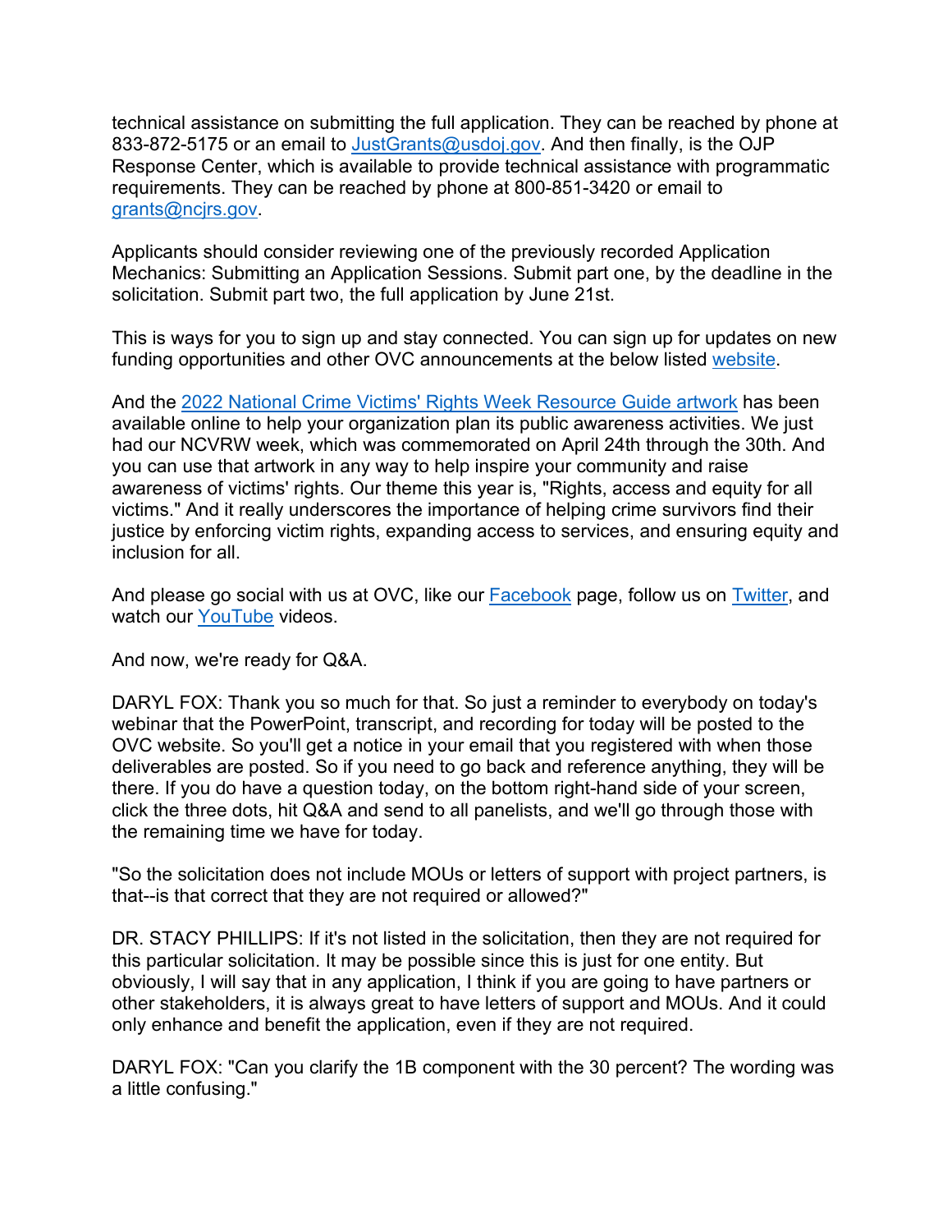technical assistance on submitting the full application. They can be reached by phone at 833-872-5175 or an email to JustGrants@usdoj.gov. And then finally, is the OJP Response Center, which is available to provide technical assistance with programmatic requirements. They can be reached by phone at 800-851-3420 or email to grants@ncjrs.gov.

Applicants should consider reviewing one of the previously recorded Application Mechanics: Submitting an Application Sessions. Submit part one, by the deadline in the solicitation. Submit part two, the full application by June 21st.

This is ways for you to sign up and stay connected. You can sign up for updates on new funding opportunities and other OVC announcements at the below listed website.

And the 2022 National Crime Victims' Rights Week Resource Guide artwork has been available online to help your organization plan its public awareness activities. We just had our NCVRW week, which was commemorated on April 24th through the 30th. And you can use that artwork in any way to help inspire your community and raise awareness of victims' rights. Our theme this year is, "Rights, access and equity for all victims." And it really underscores the importance of helping crime survivors find their justice by enforcing victim rights, expanding access to services, and ensuring equity and inclusion for all.

And please go social with us at OVC, like our Facebook page, follow us on Twitter, and watch our YouTube videos.

And now, we're ready for Q&A.

DARYL FOX: Thank you so much for that. So just a reminder to everybody on today's webinar that the PowerPoint, transcript, and recording for today will be posted to the OVC website. So you'll get a notice in your email that you registered with when those deliverables are posted. So if you need to go back and reference anything, they will be there. If you do have a question today, on the bottom right-hand side of your screen, click the three dots, hit Q&A and send to all panelists, and we'll go through those with the remaining time we have for today.

"So the solicitation does not include MOUs or letters of support with project partners, is that--is that correct that they are not required or allowed?"

DR. STACY PHILLIPS: If it's not listed in the solicitation, then they are not required for this particular solicitation. It may be possible since this is just for one entity. But obviously, I will say that in any application, I think if you are going to have partners or other stakeholders, it is always great to have letters of support and MOUs. And it could only enhance and benefit the application, even if they are not required.

DARYL FOX: "Can you clarify the 1B component with the 30 percent? The wording was a little confusing."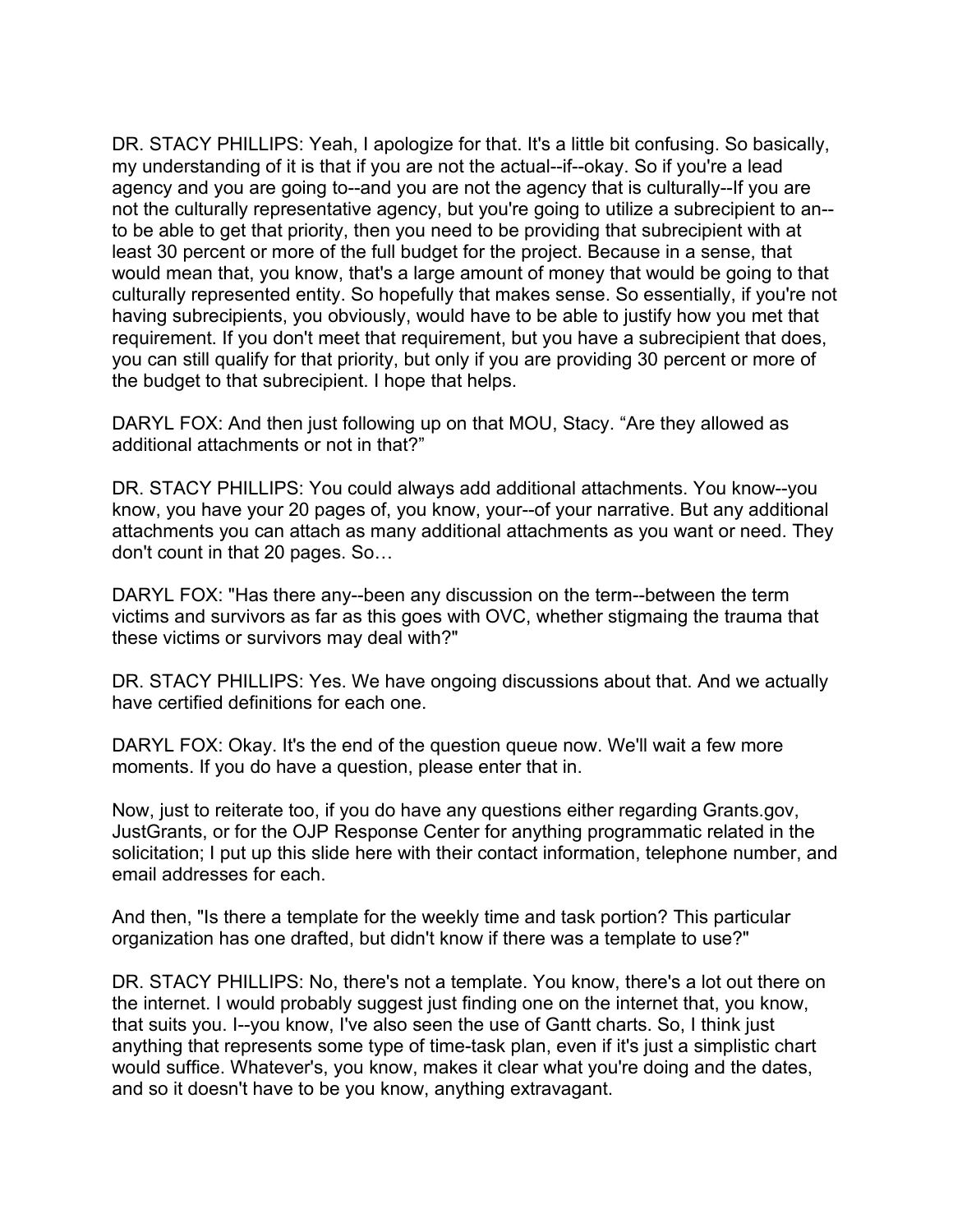DR. STACY PHILLIPS: Yeah, I apologize for that. It's a little bit confusing. So basically, my understanding of it is that if you are not the actual--if--okay. So if you're a lead agency and you are going to--and you are not the agency that is culturally--If you are not the culturally representative agency, but you're going to utilize a subrecipient to an--to be able to get that priority, then you need to be providing that subrecipient with at least 30 percent or more of the full budget for the project. Because in a sense, that would mean that, you know, that's a large amount of money that would be going to that culturally represented entity. So hopefully that makes sense. So essentially, if you're not having subrecipients, you obviously, would have to be able to justify how you met that requirement. If you don't meet that requirement, but you have a subrecipient that does, you can still qualify for that priority, but only if you are providing 30 percent or more of the budget to that subrecipient. I hope that helps.

DARYL FOX: And then just following up on that MOU, Stacy. “Are they allowed as additional attachments or not in that?”

DR. STACY PHILLIPS: You could always add additional attachments. You know--you know, you have your 20 pages of, you know, your--of your narrative. But any additional attachments you can attach as many additional attachments as you want or need. They don't count in that 20 pages. So…

DARYL FOX: "Has there any--been any discussion on the term--between the term victims and survivors as far as this goes with OVC, whether stigmaing the trauma that these victims or survivors may deal with?"

DR. STACY PHILLIPS: Yes. We have ongoing discussions about that. And we actually have certified definitions for each one.

DARYL FOX: Okay. It's the end of the question queue now. We'll wait a few more moments. If you do have a question, please enter that in.

Now, just to reiterate too, if you do have any questions either regarding Grants.gov, JustGrants, or for the OJP Response Center for anything programmatic related in the solicitation; I put up this slide here with their contact information, telephone number, and email addresses for each.

And then, "Is there a template for the weekly time and task portion? This particular organization has one drafted, but didn't know if there was a template to use?"

DR. STACY PHILLIPS: No, there's not a template. You know, there's a lot out there on the internet. I would probably suggest just finding one on the internet that, you know, that suits you. I--you know, I've also seen the use of Gantt charts. So, I think just anything that represents some type of time-task plan, even if it's just a simplistic chart would suffice. Whatever's, you know, makes it clear what you're doing and the dates, and so it doesn't have to be you know, anything extravagant.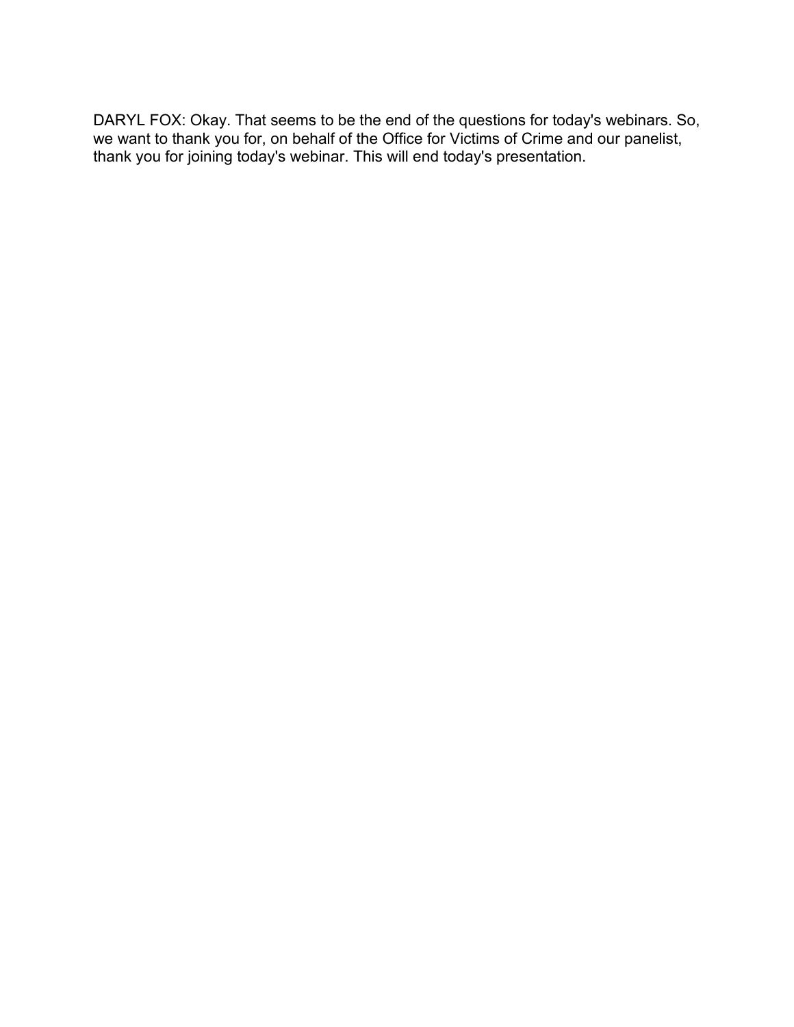DARYL FOX: Okay. That seems to be the end of the questions for today's webinars. So, we want to thank you for, on behalf of the Office for Victims of Crime and our panelist, thank you for joining today's webinar. This will end today's presentation.